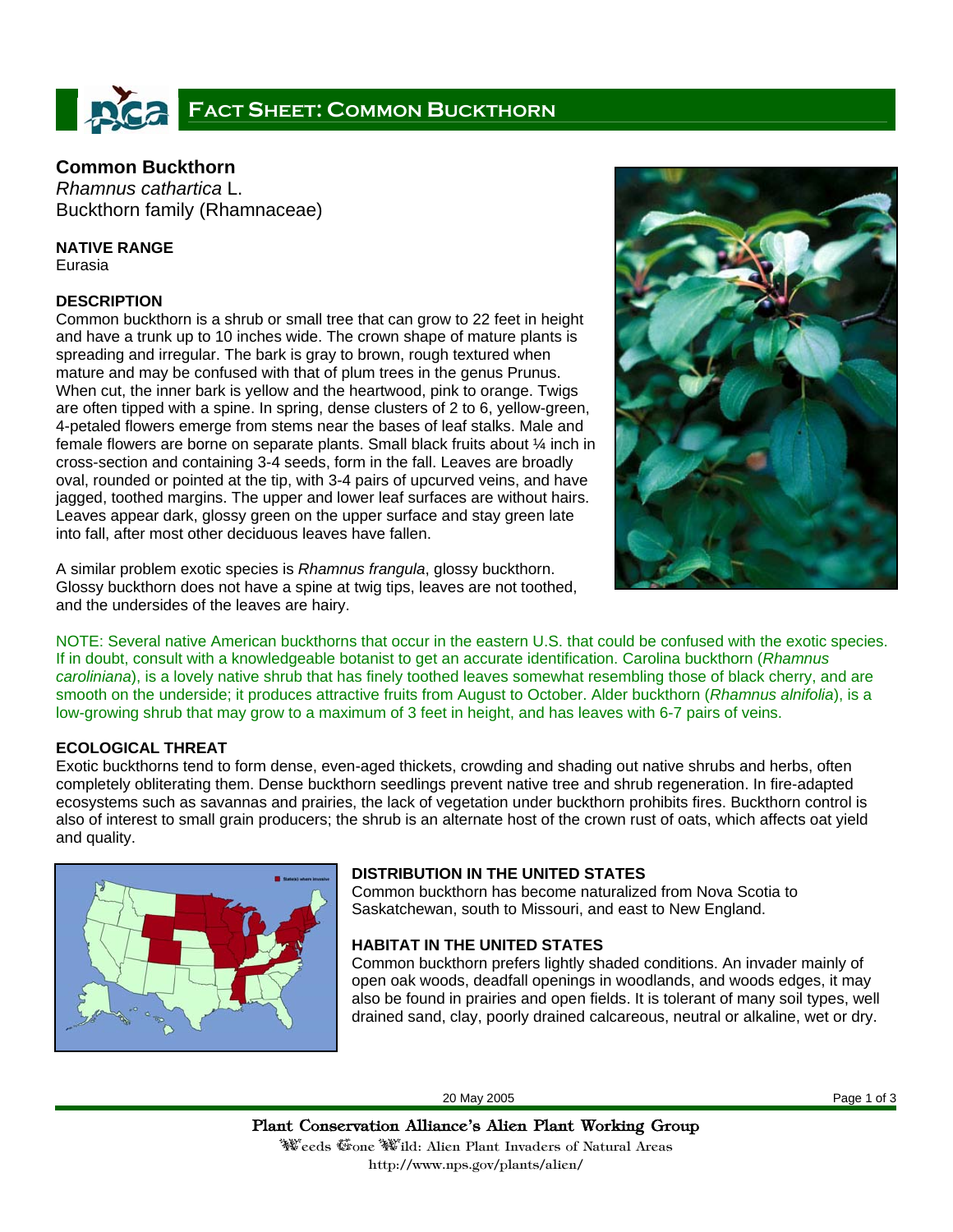# Fact Sheet: Common Buckthorn

## Common Buckthorn

*Rhamnus cathartica* L.
Buckthorn family (Rhamnaceae)

### NATIVE RANGE

Eurasia

### DESCRIPTION

Common buckthorn is a shrub or small tree that can grow to 22 feet in height and have a trunk up to 10 inches wide. The crown shape of mature plants is spreading and irregular. The bark is gray to brown, rough textured when mature and may be confused with that of plum trees in the genus Prunus. When cut, the inner bark is yellow and the heartwood, pink to orange. Twigs are often tipped with a spine. In spring, dense clusters of 2 to 6, yellow-green, 4-petaled flowers emerge from stems near the bases of leaf stalks. Male and female flowers are borne on separate plants. Small black fruits about ¼ inch in cross-section and containing 3-4 seeds, form in the fall. Leaves are broadly oval, rounded or pointed at the tip, with 3-4 pairs of upcurved veins, and have jagged, toothed margins. The upper and lower leaf surfaces are without hairs. Leaves appear dark, glossy green on the upper surface and stay green late into fall, after most other deciduous leaves have fallen.

A similar problem exotic species is *Rhamnus frangula*, glossy buckthorn. Glossy buckthorn does not have a spine at twig tips, leaves are not toothed, and the undersides of the leaves are hairy.

NOTE: Several native American buckthorns that occur in the eastern U.S. that could be confused with the exotic species. If in doubt, consult with a knowledgeable botanist to get an accurate identification. Carolina buckthorn (*Rhamnus caroliniana*), is a lovely native shrub that has finely toothed leaves somewhat resembling those of black cherry, and are smooth on the underside; it produces attractive fruits from August to October. Alder buckthorn (*Rhamnus alnifolia*), is a low-growing shrub that may grow to a maximum of 3 feet in height, and has leaves with 6-7 pairs of veins.

### ECOLOGICAL THREAT

Exotic buckthorns tend to form dense, even-aged thickets, crowding and shading out native shrubs and herbs, often completely obliterating them. Dense buckthorn seedlings prevent native tree and shrub regeneration. In fire-adapted ecosystems such as savannas and prairies, the lack of vegetation under buckthorn prohibits fires. Buckthorn control is also of interest to small grain producers; the shrub is an alternate host of the crown rust of oats, which affects oat yield and quality.

### DISTRIBUTION IN THE UNITED STATES

Common buckthorn has become naturalized from Nova Scotia to Saskatchewan, south to Missouri, and east to New England.

### HABITAT IN THE UNITED STATES

Common buckthorn prefers lightly shaded conditions. An invader mainly of open oak woods, deadfall openings in woodlands, and woods edges, it may also be found in prairies and open fields. It is tolerant of many soil types, well drained sand, clay, poorly drained calcareous, neutral or alkaline, wet or dry.

20 May 2005

Plant Conservation Alliance's Alien Plant Working Group
Weeds Gone Wild: Alien Plant Invaders of Natural Areas
http://www.nps.gov/plants/alien/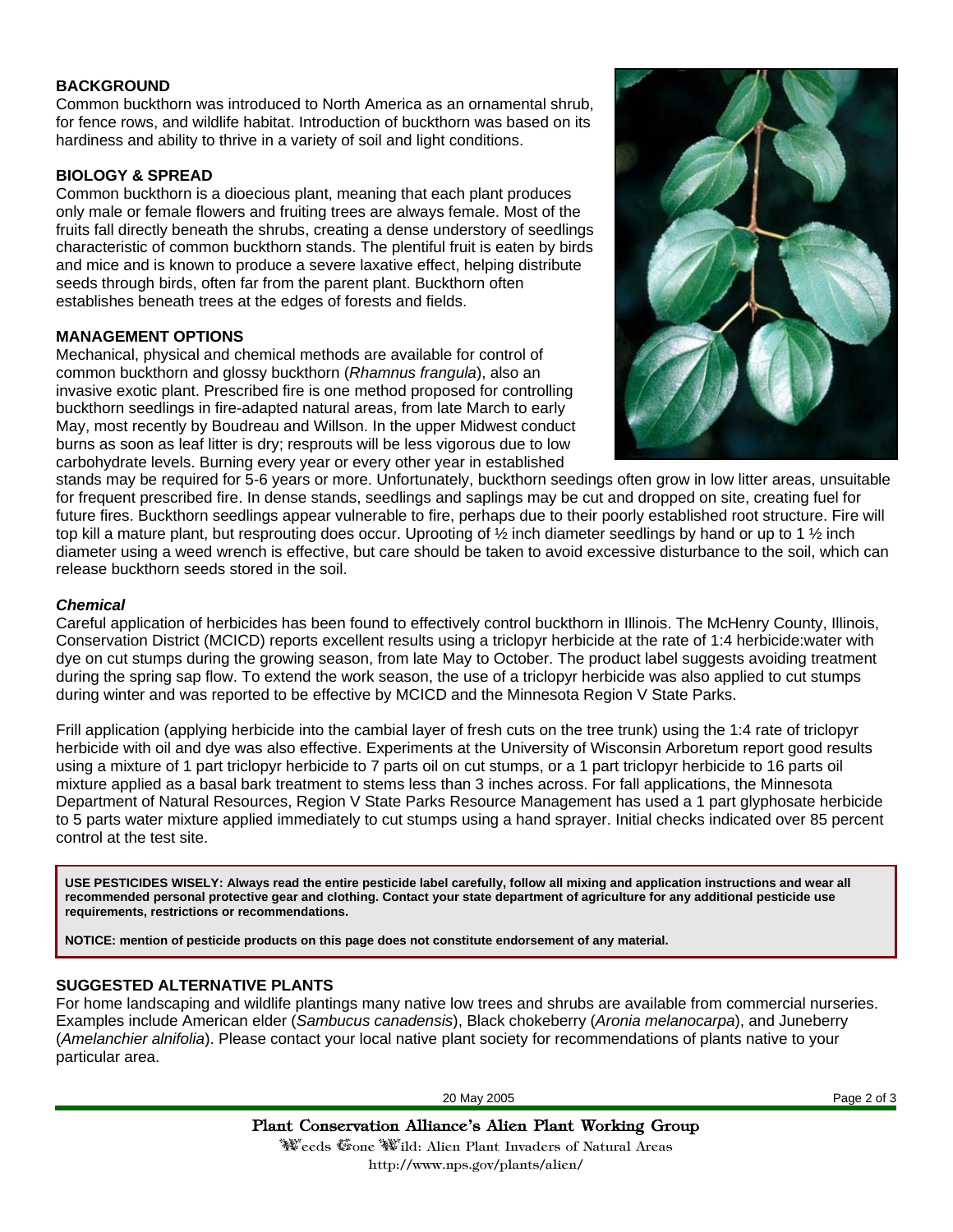## BACKGROUND

Common buckthorn was introduced to North America as an ornamental shrub, for fence rows, and wildlife habitat. Introduction of buckthorn was based on its hardiness and ability to thrive in a variety of soil and light conditions.

## BIOLOGY & SPREAD

Common buckthorn is a dioecious plant, meaning that each plant produces only male or female flowers and fruiting trees are always female. Most of the fruits fall directly beneath the shrubs, creating a dense understory of seedlings characteristic of common buckthorn stands. The plentiful fruit is eaten by birds and mice and is known to produce a severe laxative effect, helping distribute seeds through birds, often far from the parent plant. Buckthorn often establishes beneath trees at the edges of forests and fields.

## MANAGEMENT OPTIONS

Mechanical, physical and chemical methods are available for control of common buckthorn and glossy buckthorn (*Rhamnus frangula*), also an invasive exotic plant. Prescribed fire is one method proposed for controlling buckthorn seedlings in fire-adapted natural areas, from late March to early May, most recently by Boudreau and Willson. In the upper Midwest conduct burns as soon as leaf litter is dry; resprouts will be less vigorous due to low carbohydrate levels. Burning every year or every other year in established stands may be required for 5-6 years or more. Unfortunately, buckthorn seedings often grow in low litter areas, unsuitable for frequent prescribed fire. In dense stands, seedlings and saplings may be cut and dropped on site, creating fuel for future fires. Buckthorn seedlings appear vulnerable to fire, perhaps due to their poorly established root structure. Fire will top kill a mature plant, but resprouting does occur. Uprooting of ½ inch diameter seedlings by hand or up to 1 ½ inch diameter using a weed wrench is effective, but care should be taken to avoid excessive disturbance to the soil, which can release buckthorn seeds stored in the soil.

### *Chemical*

Careful application of herbicides has been found to effectively control buckthorn in Illinois. The McHenry County, Illinois, Conservation District (MCICD) reports excellent results using a triclopyr herbicide at the rate of 1:4 herbicide:water with dye on cut stumps during the growing season, from late May to October. The product label suggests avoiding treatment during the spring sap flow. To extend the work season, the use of a triclopyr herbicide was also applied to cut stumps during winter and was reported to be effective by MCICD and the Minnesota Region V State Parks.

Frill application (applying herbicide into the cambial layer of fresh cuts on the tree trunk) using the 1:4 rate of triclopyr herbicide with oil and dye was also effective. Experiments at the University of Wisconsin Arboretum report good results using a mixture of 1 part triclopyr herbicide to 7 parts oil on cut stumps, or a 1 part triclopyr herbicide to 16 parts oil mixture applied as a basal bark treatment to stems less than 3 inches across. For fall applications, the Minnesota Department of Natural Resources, Region V State Parks Resource Management has used a 1 part glyphosate herbicide to 5 parts water mixture applied immediately to cut stumps using a hand sprayer. Initial checks indicated over 85 percent control at the test site.

**USE PESTICIDES WISELY: Always read the entire pesticide label carefully, follow all mixing and application instructions and wear all recommended personal protective gear and clothing. Contact your state department of agriculture for any additional pesticide use requirements, restrictions or recommendations.**

**NOTICE: mention of pesticide products on this page does not constitute endorsement of any material.**

## SUGGESTED ALTERNATIVE PLANTS

For home landscaping and wildlife plantings many native low trees and shrubs are available from commercial nurseries. Examples include American elder (*Sambucus canadensis*), Black chokeberry (*Aronia melanocarpa*), and Juneberry (*Amelanchier alnifolia*). Please contact your local native plant society for recommendations of plants native to your particular area.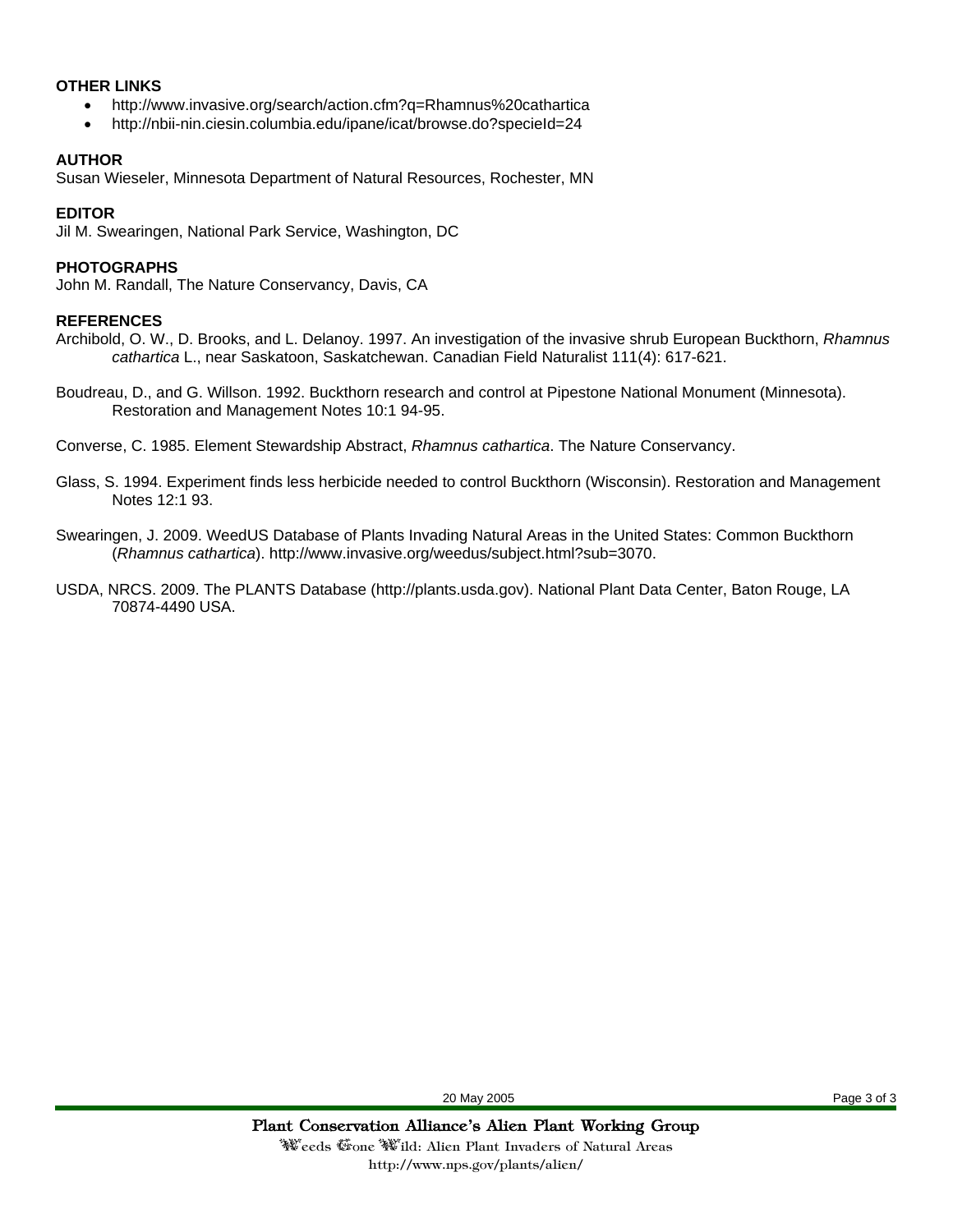**OTHER LINKS**

- http://www.invasive.org/search/action.cfm?q=Rhamnus%20cathartica
- http://nbii-nin.ciesin.columbia.edu/ipane/icat/browse.do?specieId=24

**AUTHOR**

Susan Wieseler, Minnesota Department of Natural Resources, Rochester, MN

**EDITOR**

Jil M. Swearingen, National Park Service, Washington, DC

**PHOTOGRAPHS**

John M. Randall, The Nature Conservancy, Davis, CA

**REFERENCES**

Archibold, O. W., D. Brooks, and L. Delanoy. 1997. An investigation of the invasive shrub European Buckthorn, *Rhamnus cathartica* L., near Saskatoon, Saskatchewan. Canadian Field Naturalist 111(4): 617-621.

Boudreau, D., and G. Willson. 1992. Buckthorn research and control at Pipestone National Monument (Minnesota). Restoration and Management Notes 10:1 94-95.

Converse, C. 1985. Element Stewardship Abstract, *Rhamnus cathartica*. The Nature Conservancy.

Glass, S. 1994. Experiment finds less herbicide needed to control Buckthorn (Wisconsin). Restoration and Management Notes 12:1 93.

Swearingen, J. 2009. WeedUS Database of Plants Invading Natural Areas in the United States: Common Buckthorn (*Rhamnus cathartica*). http://www.invasive.org/weedus/subject.html?sub=3070.

USDA, NRCS. 2009. The PLANTS Database (http://plants.usda.gov). National Plant Data Center, Baton Rouge, LA 70874-4490 USA.